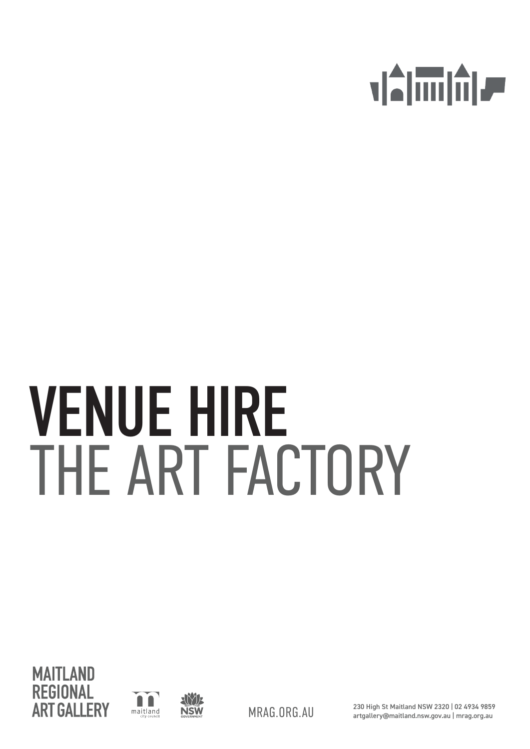# VENUE HIRE
# THE ART FACTORY

MAITLAND REGIONAL ART GALLERY

MRAG.ORG.AU

230 High St Maitland NSW 2320 | 02 4934 9859
artgallery@maitland.nsw.gov.au | mrag.org.au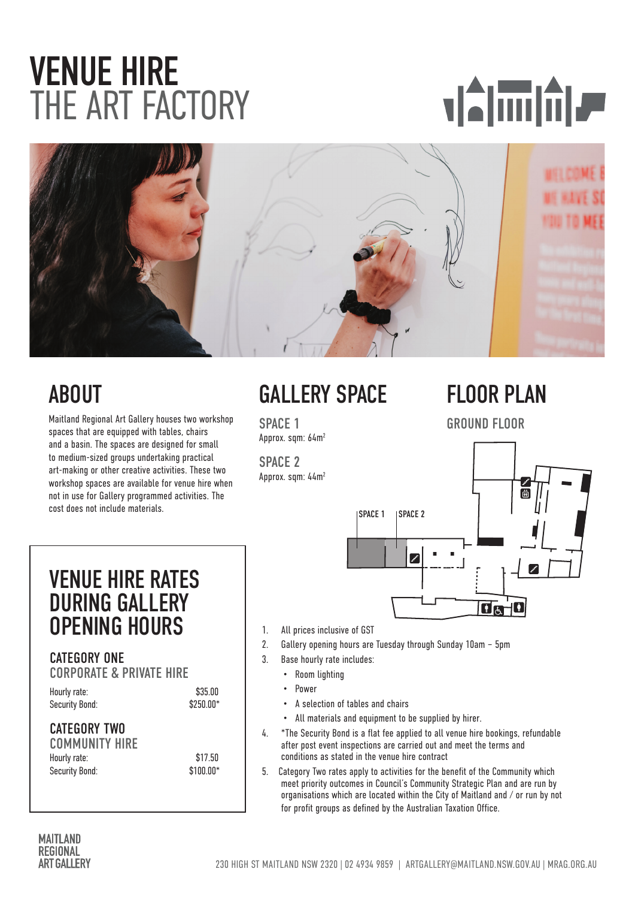# VENUE HIRE
## THE ART FACTORY

## ABOUT

Maitland Regional Art Gallery houses two workshop spaces that are equipped with tables, chairs and a basin. The spaces are designed for small to medium-sized groups undertaking practical art-making or other creative activities. These two workshop spaces are available for venue hire when not in use for Gallery programmed activities. The cost does not include materials.

## GALLERY SPACE

### SPACE 1
Approx. sqm: 64m²

### SPACE 2
Approx. sqm: 44m²

## FLOOR PLAN

### GROUND FLOOR

SPACE 1

SPACE 2

## VENUE HIRE RATES DURING GALLERY OPENING HOURS

### CATEGORY ONE
### CORPORATE & PRIVATE HIRE

| | |
|---|---|
| Hourly rate: | $35.00 |
| Security Bond: | $250.00* |

### CATEGORY TWO
### COMMUNITY HIRE

| | |
|---|---|
| Hourly rate: | $17.50 |
| Security Bond: | $100.00* |

1. All prices inclusive of GST
2. Gallery opening hours are Tuesday through Sunday 10am – 5pm
3. Base hourly rate includes:
   - Room lighting
   - Power
   - A selection of tables and chairs
   - All materials and equipment to be supplied by hirer.
4. *The Security Bond is a flat fee applied to all venue hire bookings, refundable after post event inspections are carried out and meet the terms and conditions as stated in the venue hire contract
5. Category Two rates apply to activities for the benefit of the Community which meet priority outcomes in Council's Community Strategic Plan and are run by organisations which are located within the City of Maitland and / or run by not for profit groups as defined by the Australian Taxation Office.

MAITLAND REGIONAL ART GALLERY

230 HIGH ST MAITLAND NSW 2320 | 02 4934 9859 | ARTGALLERY@MAITLAND.NSW.GOV.AU | MRAG.ORG.AU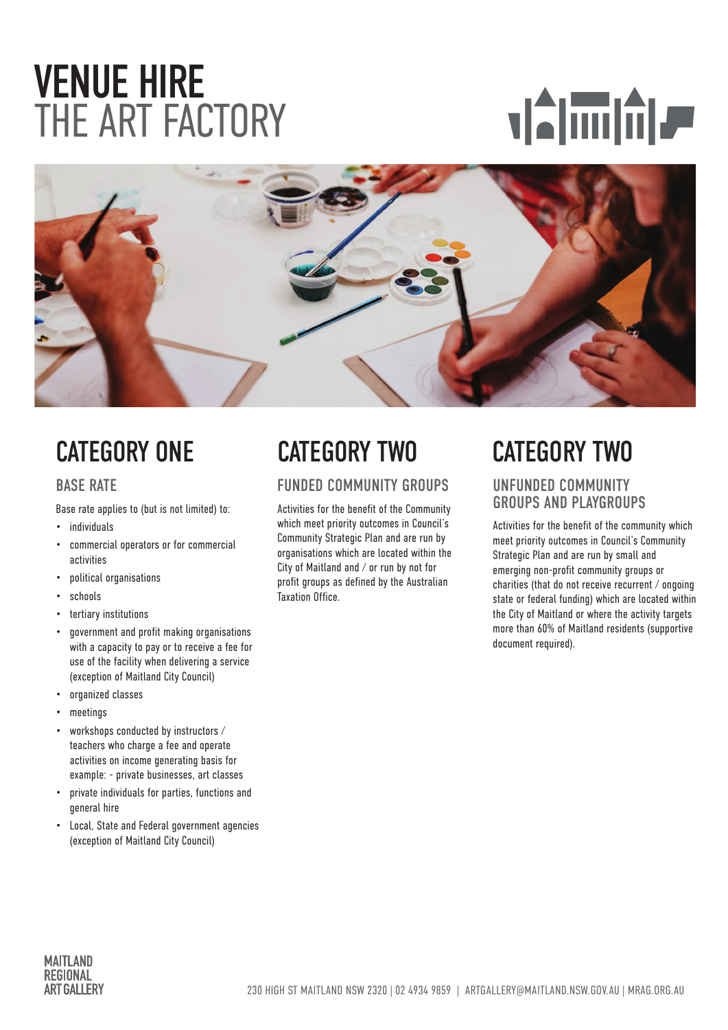# VENUE HIRE
## THE ART FACTORY

## CATEGORY ONE

### BASE RATE

Base rate applies to (but is not limited) to:

- individuals
- commercial operators or for commercial activities
- political organisations
- schools
- tertiary institutions
- government and profit making organisations with a capacity to pay or to receive a fee for use of the facility when delivering a service (exception of Maitland City Council)
- organized classes
- meetings
- workshops conducted by instructors / teachers who charge a fee and operate activities on income generating basis for example: - private businesses, art classes
- private individuals for parties, functions and general hire
- Local, State and Federal government agencies (exception of Maitland City Council)

## CATEGORY TWO

### FUNDED COMMUNITY GROUPS

Activities for the benefit of the Community which meet priority outcomes in Council's Community Strategic Plan and are run by organisations which are located within the City of Maitland and / or run by not for profit groups as defined by the Australian Taxation Office.

## CATEGORY TWO

### UNFUNDED COMMUNITY GROUPS AND PLAYGROUPS

Activities for the benefit of the community which meet priority outcomes in Council's Community Strategic Plan and are run by small and emerging non-profit community groups or charities (that do not receive recurrent / ongoing state or federal funding) which are located within the City of Maitland or where the activity targets more than 60% of Maitland residents (supportive document required).

MAITLAND REGIONAL ART GALLERY

230 HIGH ST MAITLAND NSW 2320 | 02 4934 9859 | ARTGALLERY@MAITLAND.NSW.GOV.AU | MRAG.ORG.AU